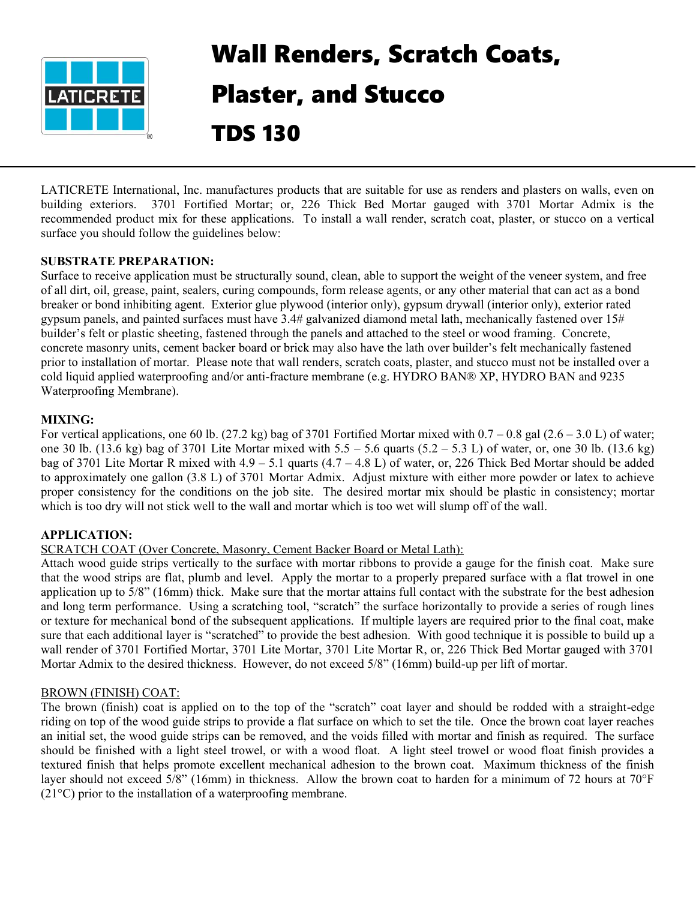# Wall Renders, Scratch Coats, Plaster, and Stucco

# TDS 130

LATICRETE International, Inc. manufactures products that are suitable for use as renders and plasters on walls, even on building exteriors. 3701 Fortified Mortar; or, 226 Thick Bed Mortar gauged with 3701 Mortar Admix is the recommended product mix for these applications. To install a wall render, scratch coat, plaster, or stucco on a vertical surface you should follow the guidelines below:

**SUBSTRATE PREPARATION:**

Surface to receive application must be structurally sound, clean, able to support the weight of the veneer system, and free of all dirt, oil, grease, paint, sealers, curing compounds, form release agents, or any other material that can act as a bond breaker or bond inhibiting agent. Exterior glue plywood (interior only), gypsum drywall (interior only), exterior rated gypsum panels, and painted surfaces must have 3.4# galvanized diamond metal lath, mechanically fastened over 15# builder's felt or plastic sheeting, fastened through the panels and attached to the steel or wood framing. Concrete, concrete masonry units, cement backer board or brick may also have the lath over builder's felt mechanically fastened prior to installation of mortar. Please note that wall renders, scratch coats, plaster, and stucco must not be installed over a cold liquid applied waterproofing and/or anti-fracture membrane (e.g. HYDRO BAN® XP, HYDRO BAN and 9235 Waterproofing Membrane).

**MIXING:**

For vertical applications, one 60 lb. (27.2 kg) bag of 3701 Fortified Mortar mixed with 0.7 – 0.8 gal (2.6 – 3.0 L) of water; one 30 lb. (13.6 kg) bag of 3701 Lite Mortar mixed with 5.5 – 5.6 quarts (5.2 – 5.3 L) of water, or, one 30 lb. (13.6 kg) bag of 3701 Lite Mortar R mixed with 4.9 – 5.1 quarts (4.7 – 4.8 L) of water, or, 226 Thick Bed Mortar should be added to approximately one gallon (3.8 L) of 3701 Mortar Admix. Adjust mixture with either more powder or latex to achieve proper consistency for the conditions on the job site. The desired mortar mix should be plastic in consistency; mortar which is too dry will not stick well to the wall and mortar which is too wet will slump off of the wall.

**APPLICATION:**

SCRATCH COAT (Over Concrete, Masonry, Cement Backer Board or Metal Lath):

Attach wood guide strips vertically to the surface with mortar ribbons to provide a gauge for the finish coat. Make sure that the wood strips are flat, plumb and level. Apply the mortar to a properly prepared surface with a flat trowel in one application up to 5/8" (16mm) thick. Make sure that the mortar attains full contact with the substrate for the best adhesion and long term performance. Using a scratching tool, "scratch" the surface horizontally to provide a series of rough lines or texture for mechanical bond of the subsequent applications. If multiple layers are required prior to the final coat, make sure that each additional layer is "scratched" to provide the best adhesion. With good technique it is possible to build up a wall render of 3701 Fortified Mortar, 3701 Lite Mortar, 3701 Lite Mortar R, or, 226 Thick Bed Mortar gauged with 3701 Mortar Admix to the desired thickness. However, do not exceed 5/8" (16mm) build-up per lift of mortar.

BROWN (FINISH) COAT:

The brown (finish) coat is applied on to the top of the "scratch" coat layer and should be rodded with a straight-edge riding on top of the wood guide strips to provide a flat surface on which to set the tile. Once the brown coat layer reaches an initial set, the wood guide strips can be removed, and the voids filled with mortar and finish as required. The surface should be finished with a light steel trowel, or with a wood float. A light steel trowel or wood float finish provides a textured finish that helps promote excellent mechanical adhesion to the brown coat. Maximum thickness of the finish layer should not exceed 5/8" (16mm) in thickness. Allow the brown coat to harden for a minimum of 72 hours at 70°F (21°C) prior to the installation of a waterproofing membrane.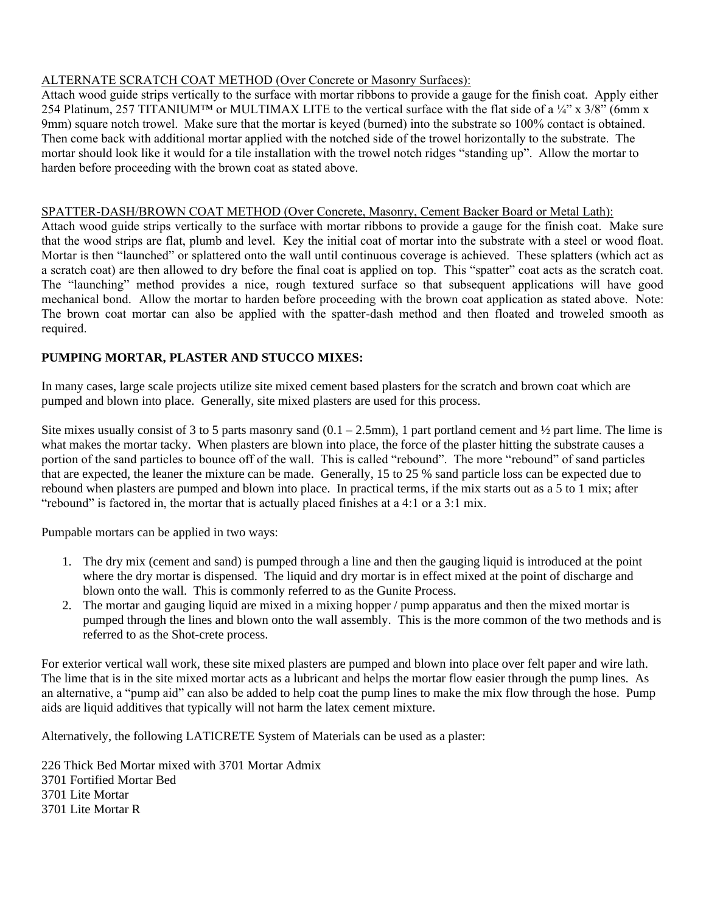ALTERNATE SCRATCH COAT METHOD (Over Concrete or Masonry Surfaces):

Attach wood guide strips vertically to the surface with mortar ribbons to provide a gauge for the finish coat. Apply either 254 Platinum, 257 TITANIUM™ or MULTIMAX LITE to the vertical surface with the flat side of a ¼" x 3/8" (6mm x 9mm) square notch trowel. Make sure that the mortar is keyed (burned) into the substrate so 100% contact is obtained. Then come back with additional mortar applied with the notched side of the trowel horizontally to the substrate. The mortar should look like it would for a tile installation with the trowel notch ridges "standing up". Allow the mortar to harden before proceeding with the brown coat as stated above.

SPATTER-DASH/BROWN COAT METHOD (Over Concrete, Masonry, Cement Backer Board or Metal Lath):

Attach wood guide strips vertically to the surface with mortar ribbons to provide a gauge for the finish coat. Make sure that the wood strips are flat, plumb and level. Key the initial coat of mortar into the substrate with a steel or wood float. Mortar is then "launched" or splattered onto the wall until continuous coverage is achieved. These splatters (which act as a scratch coat) are then allowed to dry before the final coat is applied on top. This "spatter" coat acts as the scratch coat. The "launching" method provides a nice, rough textured surface so that subsequent applications will have good mechanical bond. Allow the mortar to harden before proceeding with the brown coat application as stated above. Note: The brown coat mortar can also be applied with the spatter-dash method and then floated and troweled smooth as required.

**PUMPING MORTAR, PLASTER AND STUCCO MIXES:**

In many cases, large scale projects utilize site mixed cement based plasters for the scratch and brown coat which are pumped and blown into place. Generally, site mixed plasters are used for this process.

Site mixes usually consist of 3 to 5 parts masonry sand (0.1 – 2.5mm), 1 part portland cement and ½ part lime. The lime is what makes the mortar tacky. When plasters are blown into place, the force of the plaster hitting the substrate causes a portion of the sand particles to bounce off of the wall. This is called "rebound". The more "rebound" of sand particles that are expected, the leaner the mixture can be made. Generally, 15 to 25 % sand particle loss can be expected due to rebound when plasters are pumped and blown into place. In practical terms, if the mix starts out as a 5 to 1 mix; after "rebound" is factored in, the mortar that is actually placed finishes at a 4:1 or a 3:1 mix.

Pumpable mortars can be applied in two ways:

1. The dry mix (cement and sand) is pumped through a line and then the gauging liquid is introduced at the point where the dry mortar is dispensed. The liquid and dry mortar is in effect mixed at the point of discharge and blown onto the wall. This is commonly referred to as the Gunite Process.
2. The mortar and gauging liquid are mixed in a mixing hopper / pump apparatus and then the mixed mortar is pumped through the lines and blown onto the wall assembly. This is the more common of the two methods and is referred to as the Shot-crete process.

For exterior vertical wall work, these site mixed plasters are pumped and blown into place over felt paper and wire lath. The lime that is in the site mixed mortar acts as a lubricant and helps the mortar flow easier through the pump lines. As an alternative, a "pump aid" can also be added to help coat the pump lines to make the mix flow through the hose. Pump aids are liquid additives that typically will not harm the latex cement mixture.

Alternatively, the following LATICRETE System of Materials can be used as a plaster:

226 Thick Bed Mortar mixed with 3701 Mortar Admix
3701 Fortified Mortar Bed
3701 Lite Mortar
3701 Lite Mortar R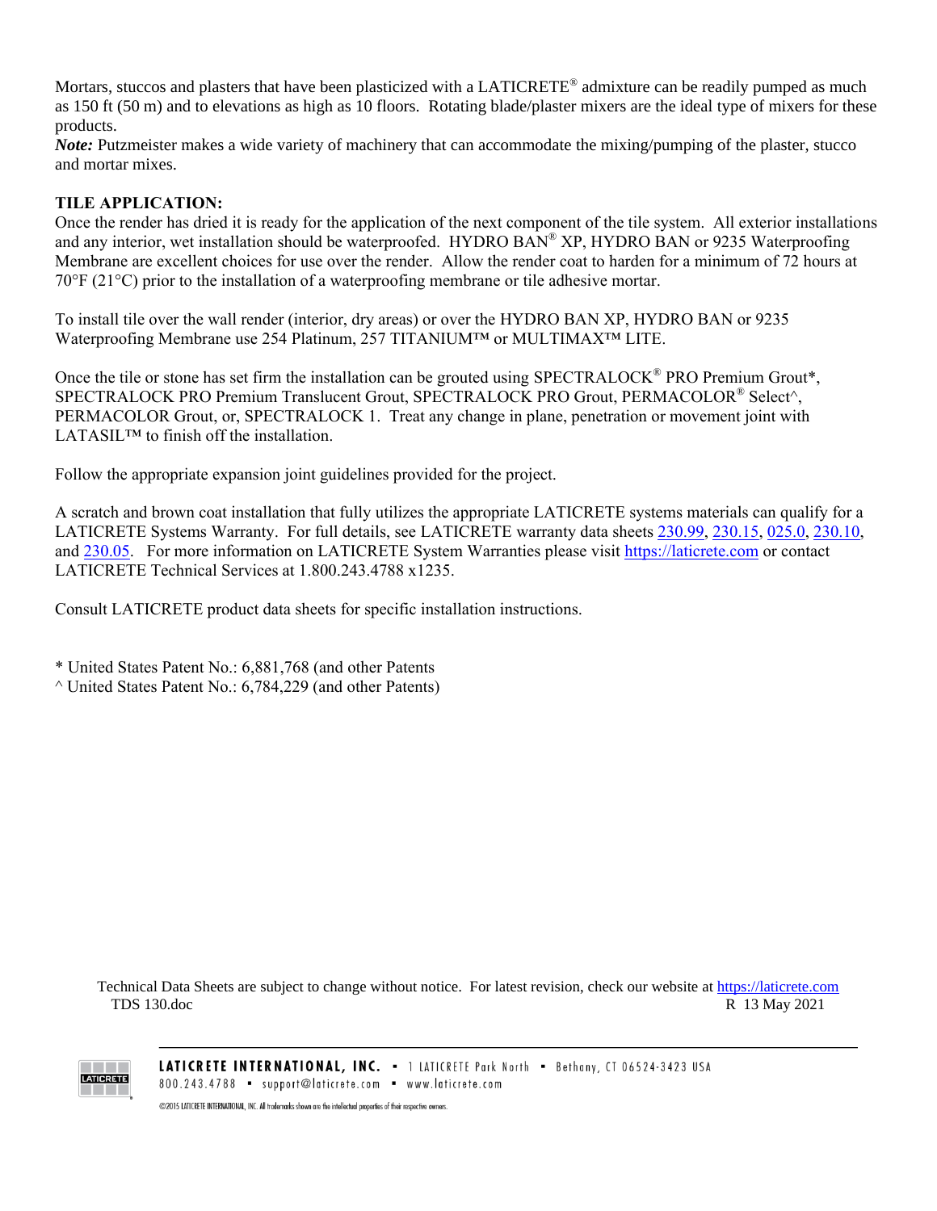Mortars, stuccos and plasters that have been plasticized with a LATICRETE® admixture can be readily pumped as much as 150 ft (50 m) and to elevations as high as 10 floors. Rotating blade/plaster mixers are the ideal type of mixers for these products.

***Note:*** Putzmeister makes a wide variety of machinery that can accommodate the mixing/pumping of the plaster, stucco and mortar mixes.

**TILE APPLICATION:**

Once the render has dried it is ready for the application of the next component of the tile system. All exterior installations and any interior, wet installation should be waterproofed. HYDRO BAN® XP, HYDRO BAN or 9235 Waterproofing Membrane are excellent choices for use over the render. Allow the render coat to harden for a minimum of 72 hours at 70°F (21°C) prior to the installation of a waterproofing membrane or tile adhesive mortar.

To install tile over the wall render (interior, dry areas) or over the HYDRO BAN XP, HYDRO BAN or 9235 Waterproofing Membrane use 254 Platinum, 257 TITANIUM™ or MULTIMAX™ LITE.

Once the tile or stone has set firm the installation can be grouted using SPECTRALOCK® PRO Premium Grout*, SPECTRALOCK PRO Premium Translucent Grout, SPECTRALOCK PRO Grout, PERMACOLOR® Select^, PERMACOLOR Grout, or, SPECTRALOCK 1. Treat any change in plane, penetration or movement joint with LATASIL™ to finish off the installation.

Follow the appropriate expansion joint guidelines provided for the project.

A scratch and brown coat installation that fully utilizes the appropriate LATICRETE systems materials can qualify for a LATICRETE Systems Warranty. For full details, see LATICRETE warranty data sheets 230.99, 230.15, 025.0, 230.10, and 230.05. For more information on LATICRETE System Warranties please visit https://laticrete.com or contact LATICRETE Technical Services at 1.800.243.4788 x1235.

Consult LATICRETE product data sheets for specific installation instructions.

\* United States Patent No.: 6,881,768 (and other Patents

^ United States Patent No.: 6,784,229 (and other Patents)

Technical Data Sheets are subject to change without notice. For latest revision, check our website at https://laticrete.com

TDS 130.doc R 13 May 2021

**LATICRETE INTERNATIONAL, INC.** ▪ 1 LATICRETE Park North ▪ Bethany, CT 06524-3423 USA
800.243.4788 ▪ support@laticrete.com ▪ www.laticrete.com

©2015 LATICRETE INTERNATIONAL, INC. All trademarks shown are the intellectual properties of their respective owners.